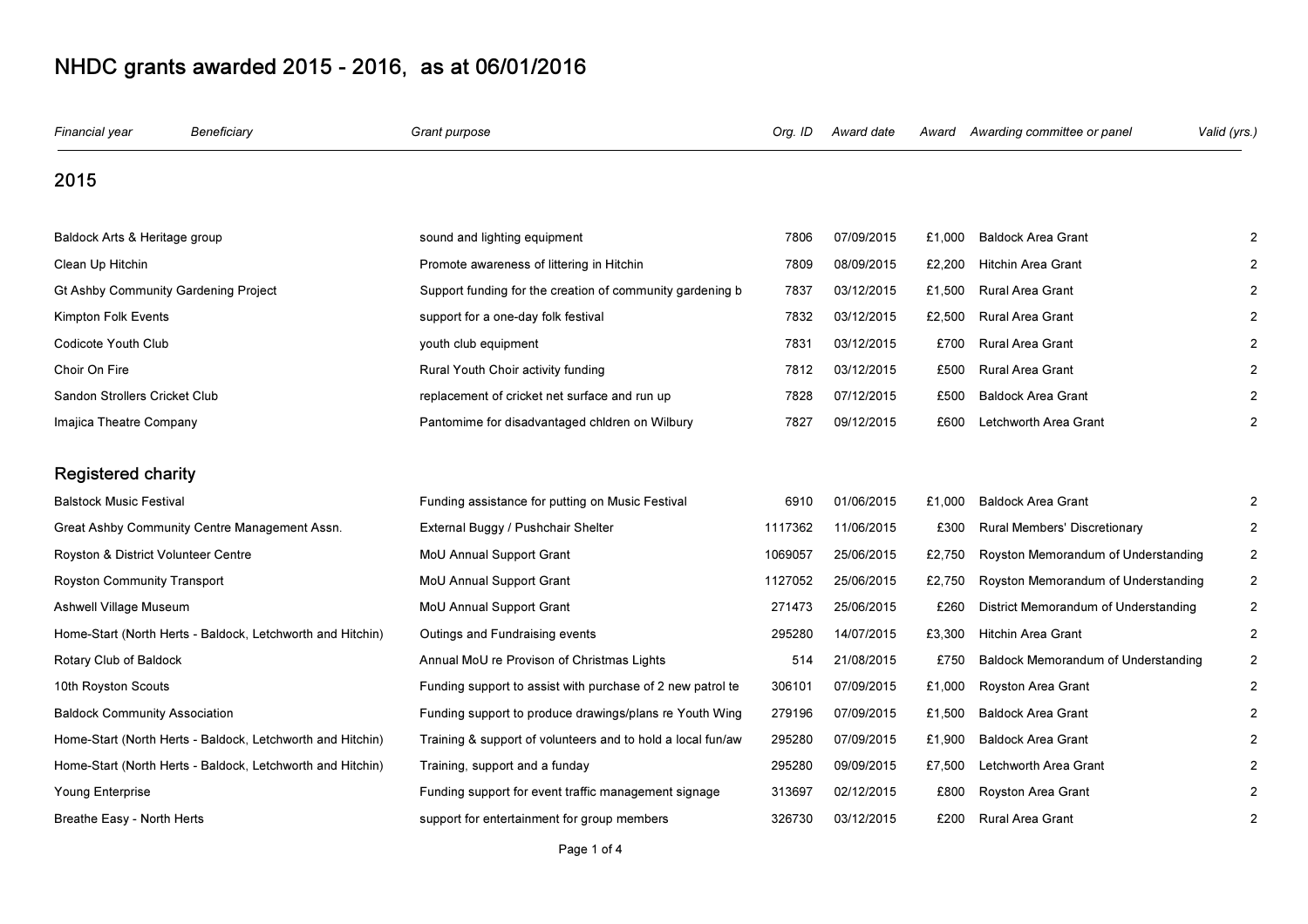# NHDC grants awarded 2015 - 2016, as at 06/01/2016

| Financial year | Beneficiary | Grant purpose | Org. ID | Award date | Award | Awarding committee or panel | Valid (yrs.) |
|---|---|---|---|---|---|---|---|
| **2015** | | | | | | | |
| Baldock Arts & Heritage group | | sound and lighting equipment | 7806 | 07/09/2015 | £1,000 | Baldock Area Grant | 2 |
| Clean Up Hitchin | | Promote awareness of littering in Hitchin | 7809 | 08/09/2015 | £2,200 | Hitchin Area Grant | 2 |
| Gt Ashby Community Gardening Project | | Support funding for the creation of community gardening b | 7837 | 03/12/2015 | £1,500 | Rural Area Grant | 2 |
| Kimpton Folk Events | | support for a one-day folk festival | 7832 | 03/12/2015 | £2,500 | Rural Area Grant | 2 |
| Codicote Youth Club | | youth club equipment | 7831 | 03/12/2015 | £700 | Rural Area Grant | 2 |
| Choir On Fire | | Rural Youth Choir activity funding | 7812 | 03/12/2015 | £500 | Rural Area Grant | 2 |
| Sandon Strollers Cricket Club | | replacement of cricket net surface and run up | 7828 | 07/12/2015 | £500 | Baldock Area Grant | 2 |
| Imajica Theatre Company | | Pantomime for disadvantaged chldren on Wilbury | 7827 | 09/12/2015 | £600 | Letchworth Area Grant | 2 |
| **Registered charity** | | | | | | | |
| Balstock Music Festival | | Funding assistance for putting on Music Festival | 6910 | 01/06/2015 | £1,000 | Baldock Area Grant | 2 |
| Great Ashby Community Centre Management Assn. | | External Buggy / Pushchair Shelter | 1117362 | 11/06/2015 | £300 | Rural Members' Discretionary | 2 |
| Royston & District Volunteer Centre | | MoU Annual Support Grant | 1069057 | 25/06/2015 | £2,750 | Royston Memorandum of Understanding | 2 |
| Royston Community Transport | | MoU Annual Support Grant | 1127052 | 25/06/2015 | £2,750 | Royston Memorandum of Understanding | 2 |
| Ashwell Village Museum | | MoU Annual Support Grant | 271473 | 25/06/2015 | £260 | District Memorandum of Understanding | 2 |
| Home-Start (North Herts - Baldock, Letchworth and Hitchin) | | Outings and Fundraising events | 295280 | 14/07/2015 | £3,300 | Hitchin Area Grant | 2 |
| Rotary Club of Baldock | | Annual MoU re Provison of Christmas Lights | 514 | 21/08/2015 | £750 | Baldock Memorandum of Understanding | 2 |
| 10th Royston Scouts | | Funding support to assist with purchase of 2 new patrol te | 306101 | 07/09/2015 | £1,000 | Royston Area Grant | 2 |
| Baldock Community Association | | Funding support to produce drawings/plans re Youth Wing | 279196 | 07/09/2015 | £1,500 | Baldock Area Grant | 2 |
| Home-Start (North Herts - Baldock, Letchworth and Hitchin) | | Training & support of volunteers and to hold a local fun/aw | 295280 | 07/09/2015 | £1,900 | Baldock Area Grant | 2 |
| Home-Start (North Herts - Baldock, Letchworth and Hitchin) | | Training, support and a funday | 295280 | 09/09/2015 | £7,500 | Letchworth Area Grant | 2 |
| Young Enterprise | | Funding support for event traffic management signage | 313697 | 02/12/2015 | £800 | Royston Area Grant | 2 |
| Breathe Easy - North Herts | | support for entertainment for group members | 326730 | 03/12/2015 | £200 | Rural Area Grant | 2 |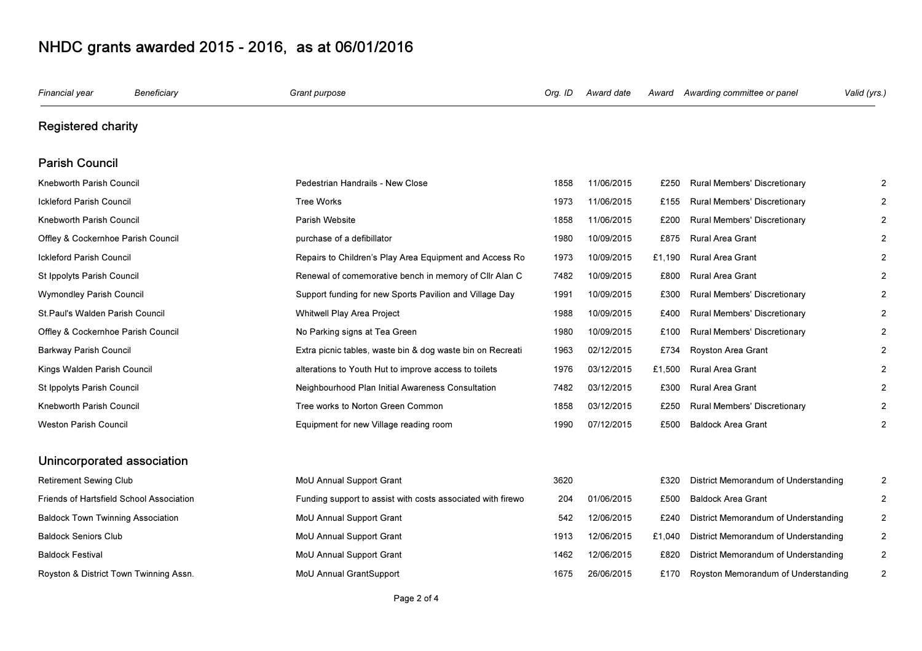# NHDC grants awarded 2015 - 2016, as at 06/01/2016

| Financial year | Beneficiary | Grant purpose | Org. ID | Award date | Award | Awarding committee or panel | Valid (yrs.) |
|---|---|---|---|---|---|---|---|
| **Registered charity** | | | | | | | |
| **Parish Council** | | | | | | | |
| | Knebworth Parish Council | Pedestrian Handrails - New Close | 1858 | 11/06/2015 | £250 | Rural Members' Discretionary | 2 |
| | Ickleford Parish Council | Tree Works | 1973 | 11/06/2015 | £155 | Rural Members' Discretionary | 2 |
| | Knebworth Parish Council | Parish Website | 1858 | 11/06/2015 | £200 | Rural Members' Discretionary | 2 |
| | Offley & Cockernhoe Parish Council | purchase of a defibillator | 1980 | 10/09/2015 | £875 | Rural Area Grant | 2 |
| | Ickleford Parish Council | Repairs to Children's Play Area Equipment and Access Ro | 1973 | 10/09/2015 | £1,190 | Rural Area Grant | 2 |
| | St Ippolyts Parish Council | Renewal of comemorative bench in memory of Cllr Alan C | 7482 | 10/09/2015 | £800 | Rural Area Grant | 2 |
| | Wymondley Parish Council | Support funding for new Sports Pavilion and Village Day | 1991 | 10/09/2015 | £300 | Rural Members' Discretionary | 2 |
| | St.Paul's Walden Parish Council | Whitwell Play Area Project | 1988 | 10/09/2015 | £400 | Rural Members' Discretionary | 2 |
| | Offley & Cockernhoe Parish Council | No Parking signs at Tea Green | 1980 | 10/09/2015 | £100 | Rural Members' Discretionary | 2 |
| | Barkway Parish Council | Extra picnic tables, waste bin & dog waste bin on Recreati | 1963 | 02/12/2015 | £734 | Royston Area Grant | 2 |
| | Kings Walden Parish Council | alterations to Youth Hut to improve access to toilets | 1976 | 03/12/2015 | £1,500 | Rural Area Grant | 2 |
| | St Ippolyts Parish Council | Neighbourhood Plan Initial Awareness Consultation | 7482 | 03/12/2015 | £300 | Rural Area Grant | 2 |
| | Knebworth Parish Council | Tree works to Norton Green Common | 1858 | 03/12/2015 | £250 | Rural Members' Discretionary | 2 |
| | Weston Parish Council | Equipment for new Village reading room | 1990 | 07/12/2015 | £500 | Baldock Area Grant | 2 |
| **Unincorporated association** | | | | | | | |
| | Retirement Sewing Club | MoU Annual Support Grant | 3620 | | £320 | District Memorandum of Understanding | 2 |
| | Friends of Hartsfield School Association | Funding support to assist with costs associated with firewo | 204 | 01/06/2015 | £500 | Baldock Area Grant | 2 |
| | Baldock Town Twinning Association | MoU Annual Support Grant | 542 | 12/06/2015 | £240 | District Memorandum of Understanding | 2 |
| | Baldock Seniors Club | MoU Annual Support Grant | 1913 | 12/06/2015 | £1,040 | District Memorandum of Understanding | 2 |
| | Baldock Festival | MoU Annual Support Grant | 1462 | 12/06/2015 | £820 | District Memorandum of Understanding | 2 |
| | Royston & District Town Twinning Assn. | MoU Annual GrantSupport | 1675 | 26/06/2015 | £170 | Royston Memorandum of Understanding | 2 |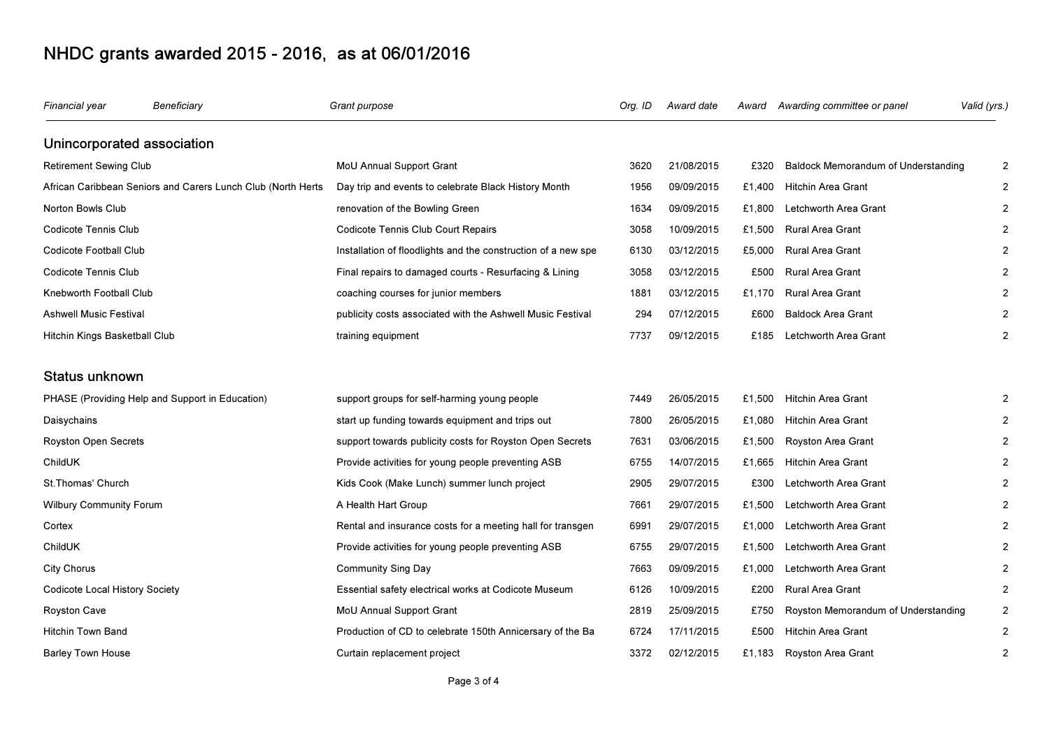# NHDC grants awarded 2015 - 2016, as at 06/01/2016

| *Financial year* | *Beneficiary* | *Grant purpose* | *Org. ID* | *Award date* | *Award* | *Awarding committee or panel* | *Valid (yrs.)* |
|---|---|---|---|---|---|---|---|
| **Unincorporated association** | | | | | | | |
| | Retirement Sewing Club | MoU Annual Support Grant | 3620 | 21/08/2015 | £320 | Baldock Memorandum of Understanding | 2 |
| | African Caribbean Seniors and Carers Lunch Club (North Herts | Day trip and events to celebrate Black History Month | 1956 | 09/09/2015 | £1,400 | Hitchin Area Grant | 2 |
| | Norton Bowls Club | renovation of the Bowling Green | 1634 | 09/09/2015 | £1,800 | Letchworth Area Grant | 2 |
| | Codicote Tennis Club | Codicote Tennis Club Court Repairs | 3058 | 10/09/2015 | £1,500 | Rural Area Grant | 2 |
| | Codicote Football Club | Installation of floodlights and the construction of a new spe | 6130 | 03/12/2015 | £5,000 | Rural Area Grant | 2 |
| | Codicote Tennis Club | Final repairs to damaged courts - Resurfacing & Lining | 3058 | 03/12/2015 | £500 | Rural Area Grant | 2 |
| | Knebworth Football Club | coaching courses for junior members | 1881 | 03/12/2015 | £1,170 | Rural Area Grant | 2 |
| | Ashwell Music Festival | publicity costs associated with the Ashwell Music Festival | 294 | 07/12/2015 | £600 | Baldock Area Grant | 2 |
| | Hitchin Kings Basketball Club | training equipment | 7737 | 09/12/2015 | £185 | Letchworth Area Grant | 2 |
| **Status unknown** | | | | | | | |
| | PHASE (Providing Help and Support in Education) | support groups for self-harming young people | 7449 | 26/05/2015 | £1,500 | Hitchin Area Grant | 2 |
| | Daisychains | start up funding towards equipment and trips out | 7800 | 26/05/2015 | £1,080 | Hitchin Area Grant | 2 |
| | Royston Open Secrets | support towards publicity costs for Royston Open Secrets | 7631 | 03/06/2015 | £1,500 | Royston Area Grant | 2 |
| | ChildUK | Provide activities for young people preventing ASB | 6755 | 14/07/2015 | £1,665 | Hitchin Area Grant | 2 |
| | St.Thomas' Church | Kids Cook (Make Lunch) summer lunch project | 2905 | 29/07/2015 | £300 | Letchworth Area Grant | 2 |
| | Wilbury Community Forum | A Health Hart Group | 7661 | 29/07/2015 | £1,500 | Letchworth Area Grant | 2 |
| | Cortex | Rental and insurance costs for a meeting hall for transgen | 6991 | 29/07/2015 | £1,000 | Letchworth Area Grant | 2 |
| | ChildUK | Provide activities for young people preventing ASB | 6755 | 29/07/2015 | £1,500 | Letchworth Area Grant | 2 |
| | City Chorus | Community Sing Day | 7663 | 09/09/2015 | £1,000 | Letchworth Area Grant | 2 |
| | Codicote Local History Society | Essential safety electrical works at Codicote Museum | 6126 | 10/09/2015 | £200 | Rural Area Grant | 2 |
| | Royston Cave | MoU Annual Support Grant | 2819 | 25/09/2015 | £750 | Royston Memorandum of Understanding | 2 |
| | Hitchin Town Band | Production of CD to celebrate 150th Annicersary of the Ba | 6724 | 17/11/2015 | £500 | Hitchin Area Grant | 2 |
| | Barley Town House | Curtain replacement project | 3372 | 02/12/2015 | £1,183 | Royston Area Grant | 2 |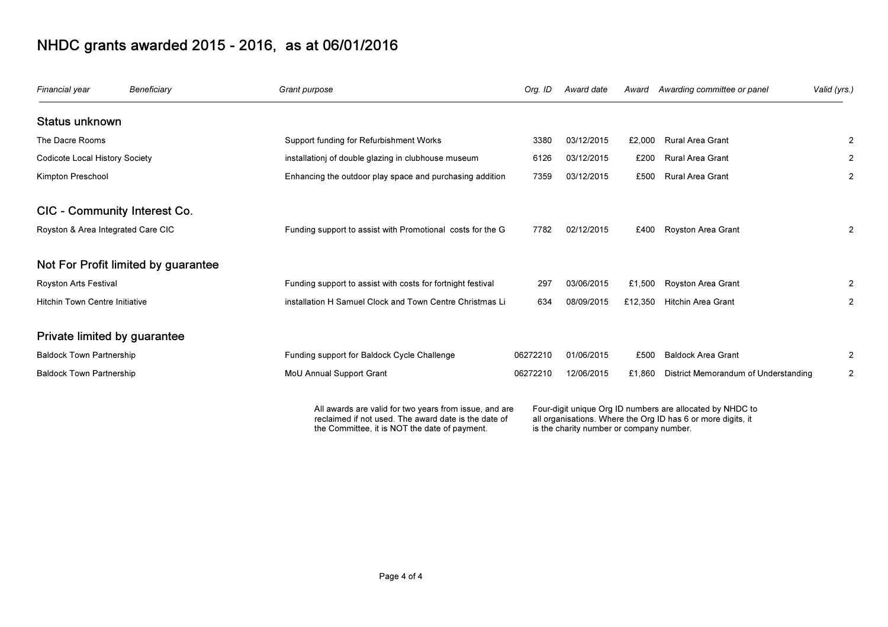# NHDC grants awarded 2015 - 2016, as at 06/01/2016

| *Financial year* | *Beneficiary* | *Grant purpose* | *Org. ID* | *Award date* | *Award* | *Awarding committee or panel* | *Valid (yrs.)* |
|---|---|---|---|---|---|---|---|
| **Status unknown** | | | | | | | |
| The Dacre Rooms | | Support funding for Refurbishment Works | 3380 | 03/12/2015 | £2,000 | Rural Area Grant | 2 |
| Codicote Local History Society | | installationj of double glazing in clubhouse museum | 6126 | 03/12/2015 | £200 | Rural Area Grant | 2 |
| Kimpton Preschool | | Enhancing the outdoor play space and purchasing addition | 7359 | 03/12/2015 | £500 | Rural Area Grant | 2 |
| **CIC - Community Interest Co.** | | | | | | | |
| Royston & Area Integrated Care CIC | | Funding support to assist with Promotional costs for the G | 7782 | 02/12/2015 | £400 | Royston Area Grant | 2 |
| **Not For Profit limited by guarantee** | | | | | | | |
| Royston Arts Festival | | Funding support to assist with costs for fortnight festival | 297 | 03/06/2015 | £1,500 | Royston Area Grant | 2 |
| Hitchin Town Centre Initiative | | installation H Samuel Clock and Town Centre Christmas Li | 634 | 08/09/2015 | £12,350 | Hitchin Area Grant | 2 |
| **Private limited by guarantee** | | | | | | | |
| Baldock Town Partnership | | Funding support for Baldock Cycle Challenge | 06272210 | 01/06/2015 | £500 | Baldock Area Grant | 2 |
| Baldock Town Partnership | | MoU Annual Support Grant | 06272210 | 12/06/2015 | £1,860 | District Memorandum of Understanding | 2 |

All awards are valid for two years from issue, and are reclaimed if not used. The award date is the date of the Committee, it is NOT the date of payment.

Four-digit unique Org ID numbers are allocated by NHDC to all organisations. Where the Org ID has 6 or more digits, it is the charity number or company number.